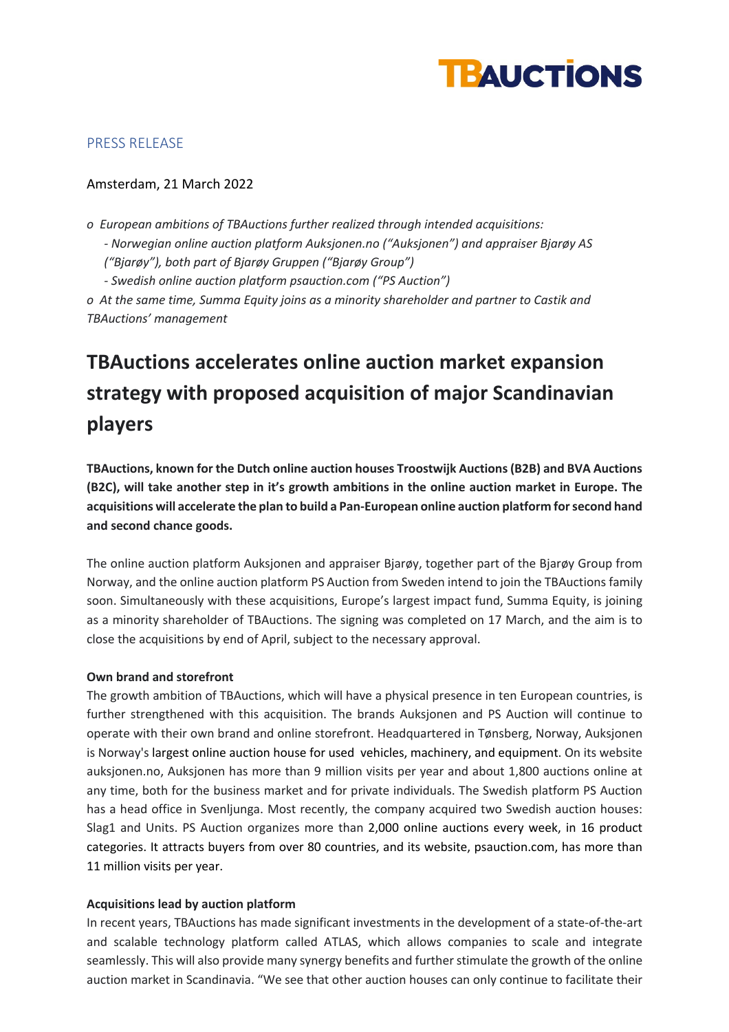TBAUCTIONS

PRESS RELEASE

Amsterdam, 21 March 2022

*o European ambitions of TBAuctions further realized through intended acquisitions:*
*- Norwegian online auction platform Auksjonen.no ("Auksjonen") and appraiser Bjarøy AS ("Bjarøy"), both part of Bjarøy Gruppen ("Bjarøy Group")*
*- Swedish online auction platform psauction.com ("PS Auction")*
*o At the same time, Summa Equity joins as a minority shareholder and partner to Castik and TBAuctions' management*

# TBAuctions accelerates online auction market expansion strategy with proposed acquisition of major Scandinavian players

**TBAuctions, known for the Dutch online auction houses Troostwijk Auctions (B2B) and BVA Auctions (B2C), will take another step in it's growth ambitions in the online auction market in Europe. The acquisitions will accelerate the plan to build a Pan-European online auction platform for second hand and second chance goods.**

The online auction platform Auksjonen and appraiser Bjarøy, together part of the Bjarøy Group from Norway, and the online auction platform PS Auction from Sweden intend to join the TBAuctions family soon. Simultaneously with these acquisitions, Europe's largest impact fund, Summa Equity, is joining as a minority shareholder of TBAuctions. The signing was completed on 17 March, and the aim is to close the acquisitions by end of April, subject to the necessary approval.

**Own brand and storefront**

The growth ambition of TBAuctions, which will have a physical presence in ten European countries, is further strengthened with this acquisition. The brands Auksjonen and PS Auction will continue to operate with their own brand and online storefront. Headquartered in Tønsberg, Norway, Auksjonen is Norway's largest online auction house for used vehicles, machinery, and equipment. On its website auksjonen.no, Auksjonen has more than 9 million visits per year and about 1,800 auctions online at any time, both for the business market and for private individuals. The Swedish platform PS Auction has a head office in Svenljunga. Most recently, the company acquired two Swedish auction houses: Slag1 and Units. PS Auction organizes more than 2,000 online auctions every week, in 16 product categories. It attracts buyers from over 80 countries, and its website, psauction.com, has more than 11 million visits per year.

**Acquisitions lead by auction platform**

In recent years, TBAuctions has made significant investments in the development of a state-of-the-art and scalable technology platform called ATLAS, which allows companies to scale and integrate seamlessly. This will also provide many synergy benefits and further stimulate the growth of the online auction market in Scandinavia. "We see that other auction houses can only continue to facilitate their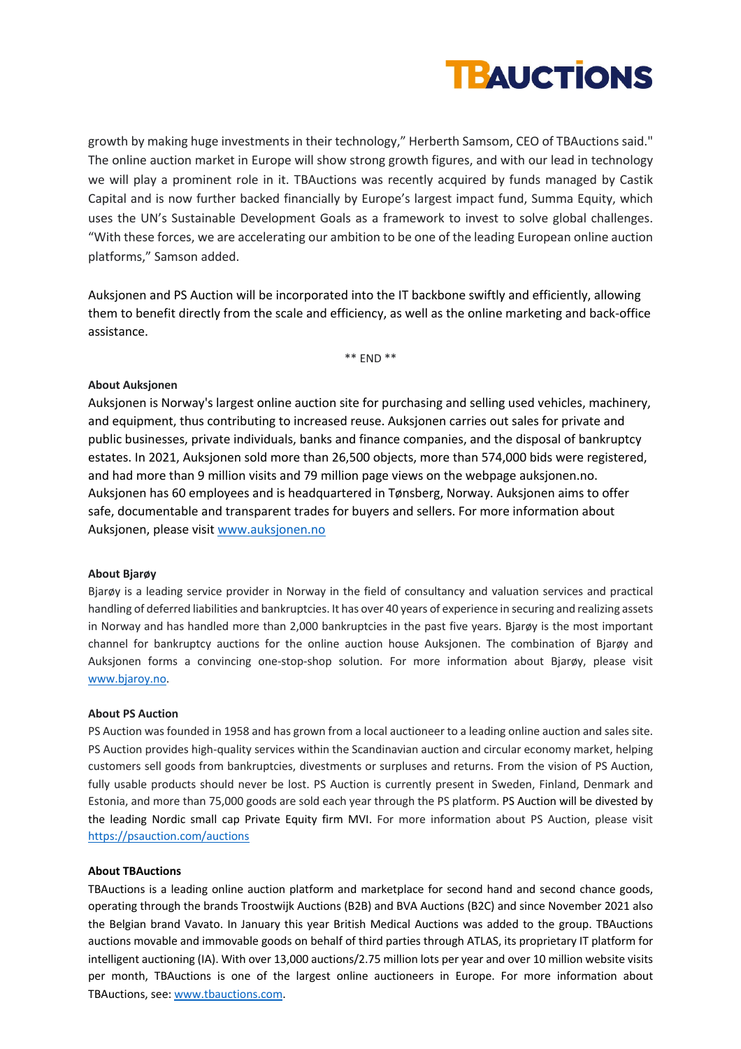growth by making huge investments in their technology," Herberth Samsom, CEO of TBAuctions said." The online auction market in Europe will show strong growth figures, and with our lead in technology we will play a prominent role in it. TBAuctions was recently acquired by funds managed by Castik Capital and is now further backed financially by Europe's largest impact fund, Summa Equity, which uses the UN's Sustainable Development Goals as a framework to invest to solve global challenges. "With these forces, we are accelerating our ambition to be one of the leading European online auction platforms," Samson added.

Auksjonen and PS Auction will be incorporated into the IT backbone swiftly and efficiently, allowing them to benefit directly from the scale and efficiency, as well as the online marketing and back-office assistance.

** END **

**About Auksjonen**

Auksjonen is Norway's largest online auction site for purchasing and selling used vehicles, machinery, and equipment, thus contributing to increased reuse. Auksjonen carries out sales for private and public businesses, private individuals, banks and finance companies, and the disposal of bankruptcy estates. In 2021, Auksjonen sold more than 26,500 objects, more than 574,000 bids were registered, and had more than 9 million visits and 79 million page views on the webpage auksjonen.no. Auksjonen has 60 employees and is headquartered in Tønsberg, Norway. Auksjonen aims to offer safe, documentable and transparent trades for buyers and sellers. For more information about Auksjonen, please visit www.auksjonen.no

**About Bjarøy**

Bjarøy is a leading service provider in Norway in the field of consultancy and valuation services and practical handling of deferred liabilities and bankruptcies. It has over 40 years of experience in securing and realizing assets in Norway and has handled more than 2,000 bankruptcies in the past five years. Bjarøy is the most important channel for bankruptcy auctions for the online auction house Auksjonen. The combination of Bjarøy and Auksjonen forms a convincing one-stop-shop solution. For more information about Bjarøy, please visit www.bjaroy.no.

**About PS Auction**

PS Auction was founded in 1958 and has grown from a local auctioneer to a leading online auction and sales site. PS Auction provides high-quality services within the Scandinavian auction and circular economy market, helping customers sell goods from bankruptcies, divestments or surpluses and returns. From the vision of PS Auction, fully usable products should never be lost. PS Auction is currently present in Sweden, Finland, Denmark and Estonia, and more than 75,000 goods are sold each year through the PS platform. PS Auction will be divested by the leading Nordic small cap Private Equity firm MVI. For more information about PS Auction, please visit https://psauction.com/auctions

**About TBAuctions**

TBAuctions is a leading online auction platform and marketplace for second hand and second chance goods, operating through the brands Troostwijk Auctions (B2B) and BVA Auctions (B2C) and since November 2021 also the Belgian brand Vavato. In January this year British Medical Auctions was added to the group. TBAuctions auctions movable and immovable goods on behalf of third parties through ATLAS, its proprietary IT platform for intelligent auctioning (IA). With over 13,000 auctions/2.75 million lots per year and over 10 million website visits per month, TBAuctions is one of the largest online auctioneers in Europe. For more information about TBAuctions, see: www.tbauctions.com.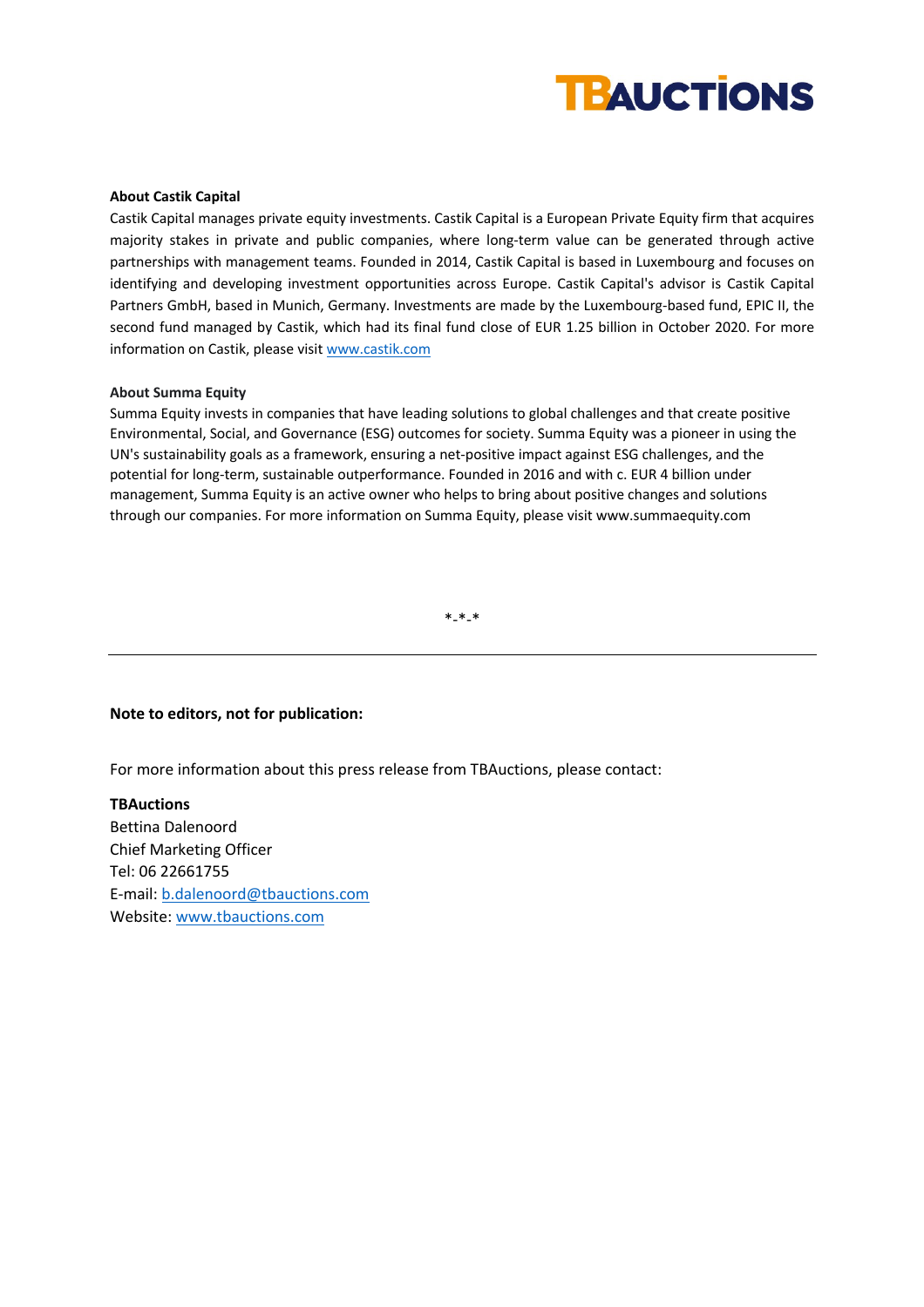**About Castik Capital**

Castik Capital manages private equity investments. Castik Capital is a European Private Equity firm that acquires majority stakes in private and public companies, where long-term value can be generated through active partnerships with management teams. Founded in 2014, Castik Capital is based in Luxembourg and focuses on identifying and developing investment opportunities across Europe. Castik Capital's advisor is Castik Capital Partners GmbH, based in Munich, Germany. Investments are made by the Luxembourg-based fund, EPIC II, the second fund managed by Castik, which had its final fund close of EUR 1.25 billion in October 2020. For more information on Castik, please visit www.castik.com

**About Summa Equity**

Summa Equity invests in companies that have leading solutions to global challenges and that create positive Environmental, Social, and Governance (ESG) outcomes for society. Summa Equity was a pioneer in using the UN's sustainability goals as a framework, ensuring a net-positive impact against ESG challenges, and the potential for long-term, sustainable outperformance. Founded in 2016 and with c. EUR 4 billion under management, Summa Equity is an active owner who helps to bring about positive changes and solutions through our companies. For more information on Summa Equity, please visit www.summaequity.com

*-*-*

---

**Note to editors, not for publication:**

For more information about this press release from TBAuctions, please contact:

**TBAuctions**
Bettina Dalenoord
Chief Marketing Officer
Tel: 06 22661755
E-mail: b.dalenoord@tbauctions.com
Website: www.tbauctions.com